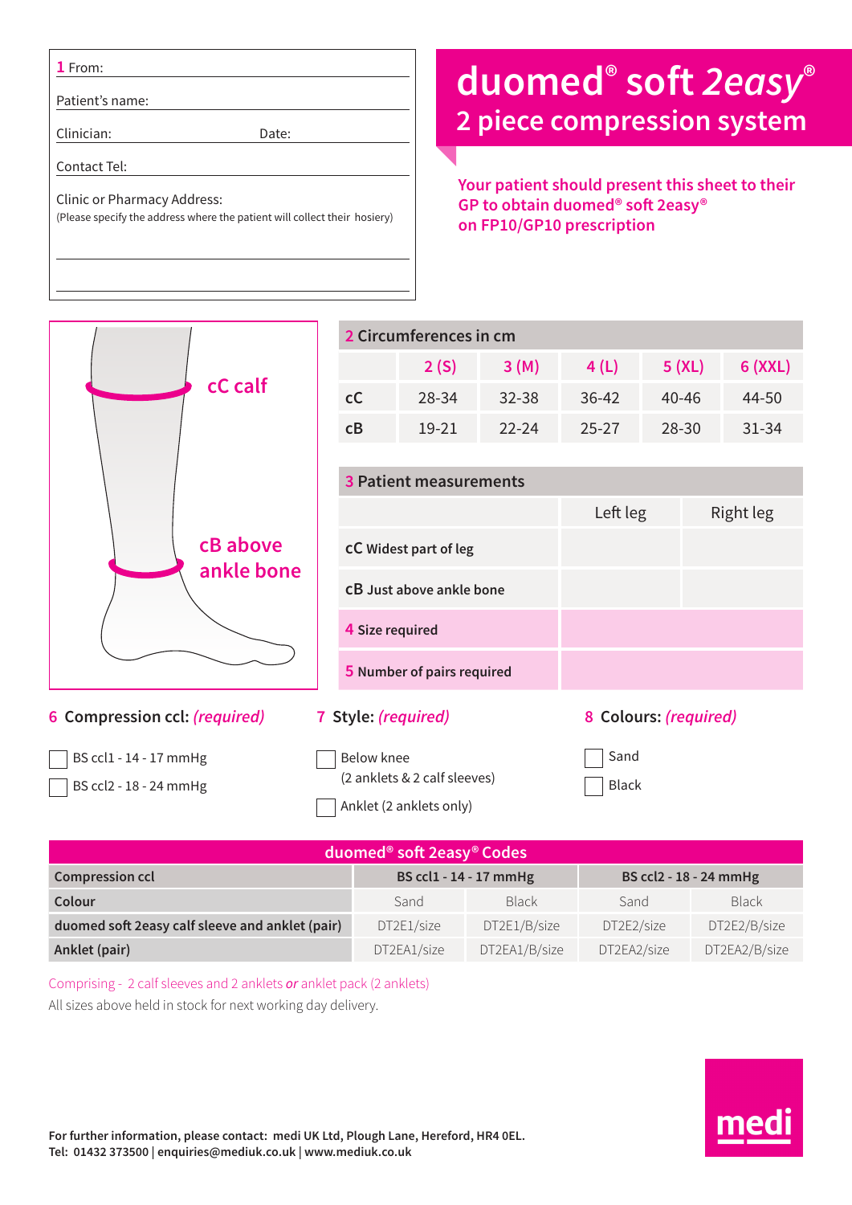**1** From:

Patient's name:

Clinician: Date:

Contact Tel:

Clinic or Pharmacy Address:
(Please specify the address where the patient will collect their hosiery)

# duomed® soft 2easy®
## 2 piece compression system

**Your patient should present this sheet to their GP to obtain duomed® soft 2easy® on FP10/GP10 prescription**

cC calf

cB above ankle bone

**2 Circumferences in cm**

| | 2 (S) | 3 (M) | 4 (L) | 5 (XL) | 6 (XXL) |
|---|---|---|---|---|---|
| cC | 28-34 | 32-38 | 36-42 | 40-46 | 44-50 |
| cB | 19-21 | 22-24 | 25-27 | 28-30 | 31-34 |

**3 Patient measurements**

| | Left leg | Right leg |
|---|---|---|
| cC Widest part of leg | | |
| cB Just above ankle bone | | |
| **4 Size required** | | |
| **5 Number of pairs required** | | |

**6 Compression ccl:** *(required)*

- ☐ BS ccl1 - 14 - 17 mmHg
- ☐ BS ccl2 - 18 - 24 mmHg

**7 Style:** *(required)*

- ☐ Below knee (2 anklets & 2 calf sleeves)
- ☐ Anklet (2 anklets only)

**8 Colours:** *(required)*

- ☐ Sand
- ☐ Black

**duomed® soft 2easy® Codes**

| Compression ccl | BS ccl1 - 14 - 17 mmHg | | BS ccl2 - 18 - 24 mmHg | |
|---|---|---|---|---|
| **Colour** | Sand | Black | Sand | Black |
| **duomed soft 2easy calf sleeve and anklet (pair)** | DT2E1/size | DT2E1/B/size | DT2E2/size | DT2E2/B/size |
| **Anklet (pair)** | DT2EA1/size | DT2EA1/B/size | DT2EA2/size | DT2EA2/B/size |

Comprising - 2 calf sleeves and 2 anklets ***or*** anklet pack (2 anklets)

All sizes above held in stock for next working day delivery.

**For further information, please contact: medi UK Ltd, Plough Lane, Hereford, HR4 0EL.**
**Tel: 01432 373500 | enquiries@mediuk.co.uk | www.mediuk.co.uk**

medi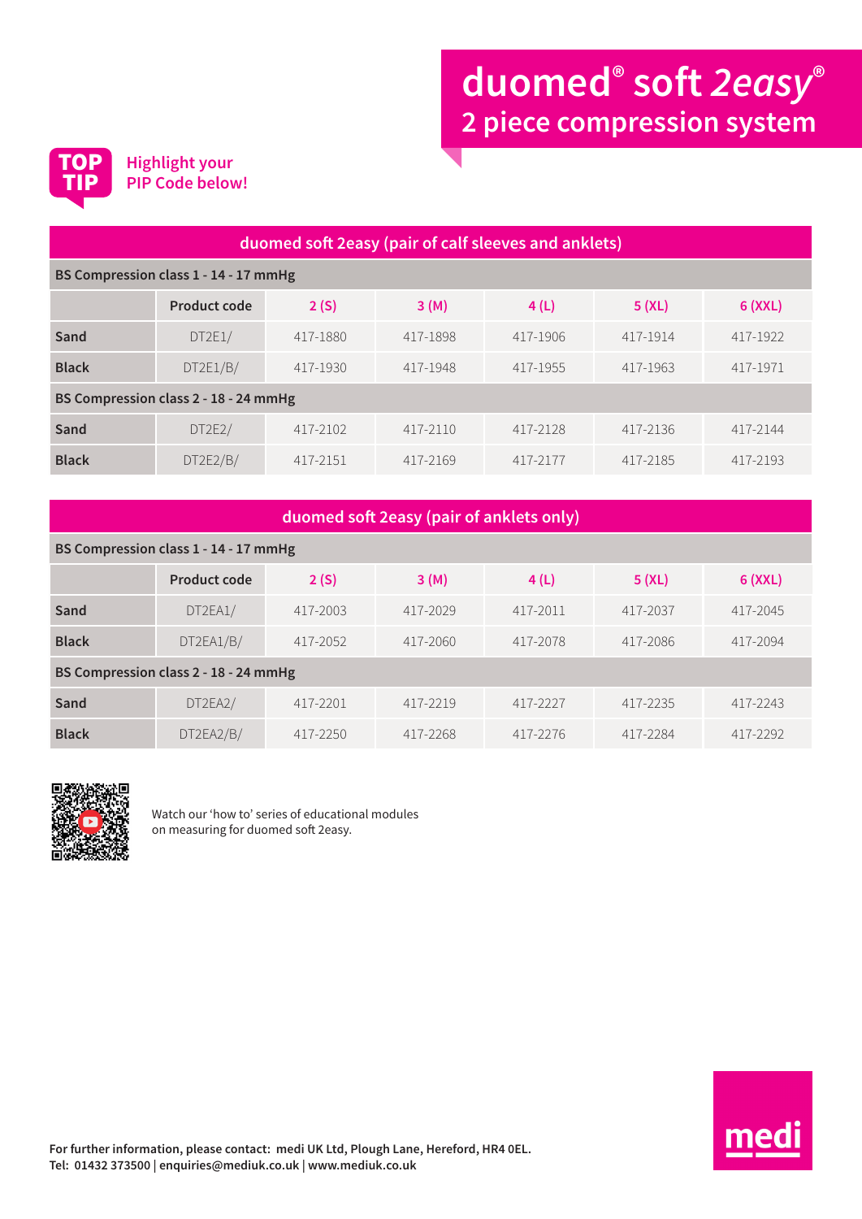# duomed® soft *2easy*®
## 2 piece compression system

**TOP TIP** Highlight your PIP Code below!

| duomed soft 2easy (pair of calf sleeves and anklets) | | | | | | |
|---|---|---|---|---|---|---|
| **BS Compression class 1 - 14 - 17 mmHg** | | | | | | |
| | **Product code** | **2 (S)** | **3 (M)** | **4 (L)** | **5 (XL)** | **6 (XXL)** |
| **Sand** | DT2E1/ | 417-1880 | 417-1898 | 417-1906 | 417-1914 | 417-1922 |
| **Black** | DT2E1/B/ | 417-1930 | 417-1948 | 417-1955 | 417-1963 | 417-1971 |
| **BS Compression class 2 - 18 - 24 mmHg** | | | | | | |
| **Sand** | DT2E2/ | 417-2102 | 417-2110 | 417-2128 | 417-2136 | 417-2144 |
| **Black** | DT2E2/B/ | 417-2151 | 417-2169 | 417-2177 | 417-2185 | 417-2193 |

| duomed soft 2easy (pair of anklets only) | | | | | | |
|---|---|---|---|---|---|---|
| **BS Compression class 1 - 14 - 17 mmHg** | | | | | | |
| | **Product code** | **2 (S)** | **3 (M)** | **4 (L)** | **5 (XL)** | **6 (XXL)** |
| **Sand** | DT2EA1/ | 417-2003 | 417-2029 | 417-2011 | 417-2037 | 417-2045 |
| **Black** | DT2EA1/B/ | 417-2052 | 417-2060 | 417-2078 | 417-2086 | 417-2094 |
| **BS Compression class 2 - 18 - 24 mmHg** | | | | | | |
| **Sand** | DT2EA2/ | 417-2201 | 417-2219 | 417-2227 | 417-2235 | 417-2243 |
| **Black** | DT2EA2/B/ | 417-2250 | 417-2268 | 417-2276 | 417-2284 | 417-2292 |

Watch our 'how to' series of educational modules on measuring for duomed soft 2easy.

**For further information, please contact: medi UK Ltd, Plough Lane, Hereford, HR4 0EL.**
**Tel: 01432 373500 | enquiries@mediuk.co.uk | www.mediuk.co.uk**

medi